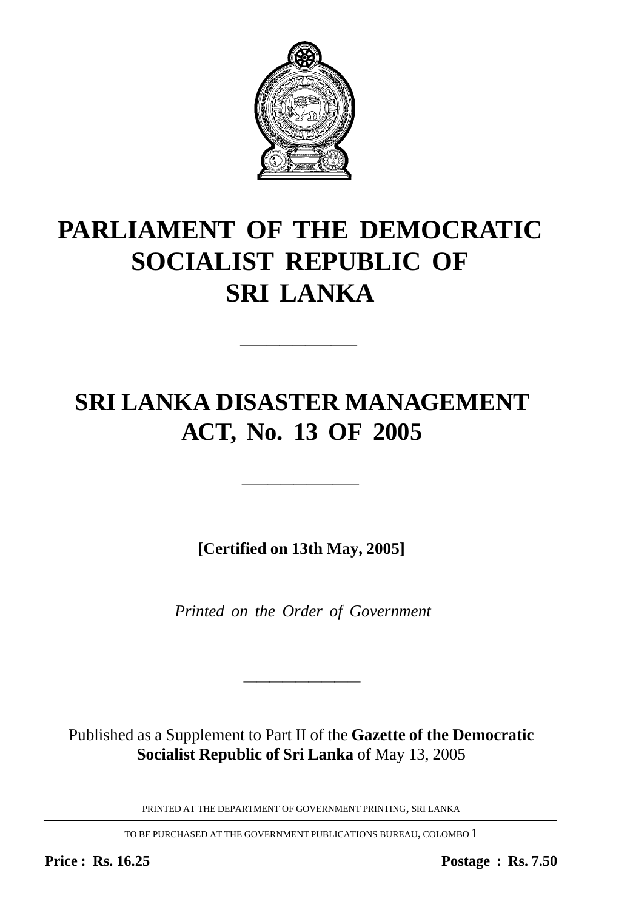# PARLIAMENT OF THE DEMOCRATIC SOCIALIST REPUBLIC OF SRI LANKA

---

# SRI LANKA DISASTER MANAGEMENT ACT, No. 13 OF 2005

---

**[Certified on 13th May, 2005]**

*Printed on the Order of Government*

---

Published as a Supplement to Part II of the **Gazette of the Democratic Socialist Republic of Sri Lanka** of May 13, 2005

PRINTED AT THE DEPARTMENT OF GOVERNMENT PRINTING, SRI LANKA

TO BE PURCHASED AT THE GOVERNMENT PUBLICATIONS BUREAU, COLOMBO 1

**Price : Rs. 16.25** **Postage : Rs. 7.50**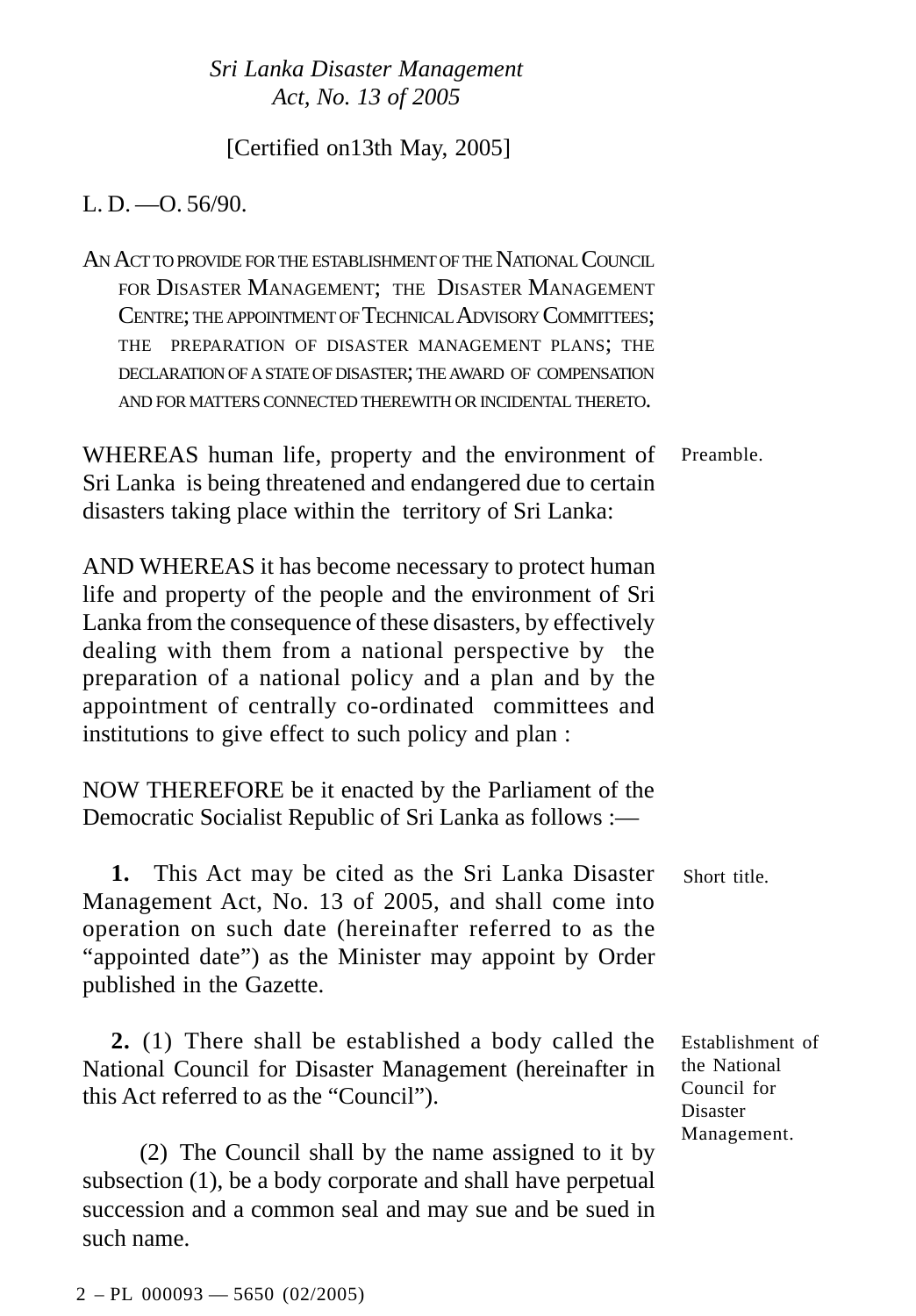*Sri Lanka Disaster Management Act, No. 13 of 2005*

[Certified on13th May, 2005]

L. D. —O. 56/90.

AN ACT TO PROVIDE FOR THE ESTABLISHMENT OF THE NATIONAL COUNCIL FOR DISASTER MANAGEMENT; THE DISASTER MANAGEMENT CENTRE; THE APPOINTMENT OF TECHNICAL ADVISORY COMMITTEES; THE PREPARATION OF DISASTER MANAGEMENT PLANS; THE DECLARATION OF A STATE OF DISASTER; THE AWARD OF COMPENSATION AND FOR MATTERS CONNECTED THEREWITH OR INCIDENTAL THERETO.

Preamble.

WHEREAS human life, property and the environment of Sri Lanka is being threatened and endangered due to certain disasters taking place within the territory of Sri Lanka:

AND WHEREAS it has become necessary to protect human life and property of the people and the environment of Sri Lanka from the consequence of these disasters, by effectively dealing with them from a national perspective by the preparation of a national policy and a plan and by the appointment of centrally co-ordinated committees and institutions to give effect to such policy and plan :

NOW THEREFORE be it enacted by the Parliament of the Democratic Socialist Republic of Sri Lanka as follows :—

Short title.

**1.** This Act may be cited as the Sri Lanka Disaster Management Act, No. 13 of 2005, and shall come into operation on such date (hereinafter referred to as the "appointed date") as the Minister may appoint by Order published in the Gazette.

Establishment of the National Council for Disaster Management.

**2.** (1) There shall be established a body called the National Council for Disaster Management (hereinafter in this Act referred to as the "Council").

(2) The Council shall by the name assigned to it by subsection (1), be a body corporate and shall have perpetual succession and a common seal and may sue and be sued in such name.

2 – PL 000093 — 5650 (02/2005)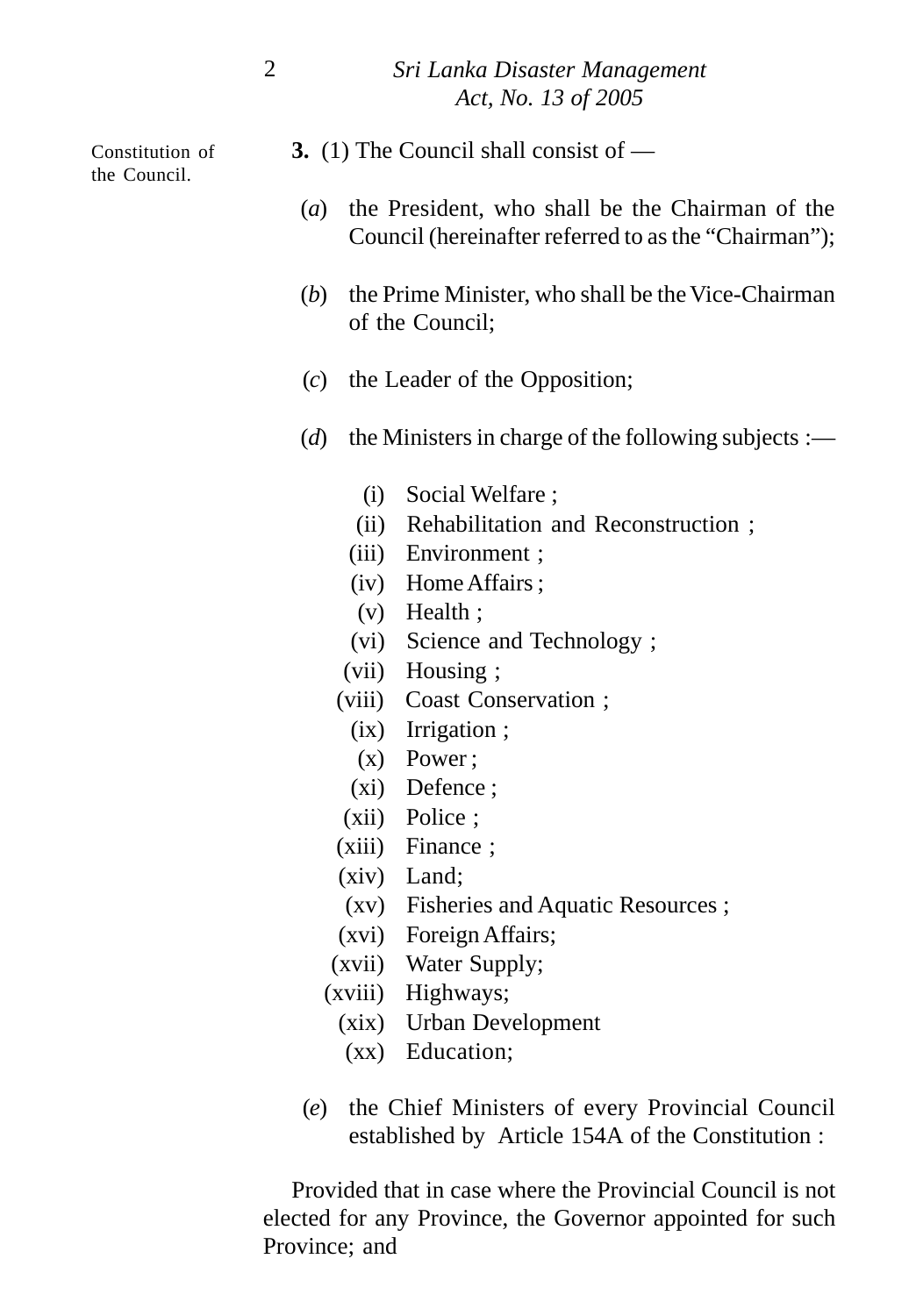Constitution of the Council.

**3.** (1) The Council shall consist of —

(*a*) the President, who shall be the Chairman of the Council (hereinafter referred to as the "Chairman");

(*b*) the Prime Minister, who shall be the Vice-Chairman of the Council;

(*c*) the Leader of the Opposition;

(*d*) the Ministers in charge of the following subjects :—

(i) Social Welfare ;
(ii) Rehabilitation and Reconstruction ;
(iii) Environment ;
(iv) Home Affairs ;
(v) Health ;
(vi) Science and Technology ;
(vii) Housing ;
(viii) Coast Conservation ;
(ix) Irrigation ;
(x) Power ;
(xi) Defence ;
(xii) Police ;
(xiii) Finance ;
(xiv) Land;
(xv) Fisheries and Aquatic Resources ;
(xvi) Foreign Affairs;
(xvii) Water Supply;
(xviii) Highways;
(xix) Urban Development
(xx) Education;

(*e*) the Chief Ministers of every Provincial Council established by Article 154A of the Constitution :

Provided that in case where the Provincial Council is not elected for any Province, the Governor appointed for such Province; and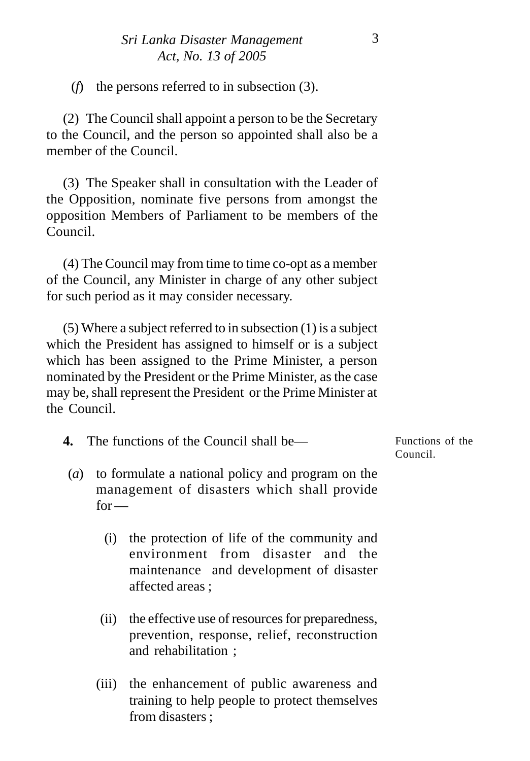(*f*) the persons referred to in subsection (3).

(2) The Council shall appoint a person to be the Secretary to the Council, and the person so appointed shall also be a member of the Council.

(3) The Speaker shall in consultation with the Leader of the Opposition, nominate five persons from amongst the opposition Members of Parliament to be members of the Council.

(4) The Council may from time to time co-opt as a member of the Council, any Minister in charge of any other subject for such period as it may consider necessary.

(5) Where a subject referred to in subsection (1) is a subject which the President has assigned to himself or is a subject which has been assigned to the Prime Minister, a person nominated by the President or the Prime Minister, as the case may be, shall represent the President or the Prime Minister at the Council.

Functions of the Council.

**4.** The functions of the Council shall be—

(*a*) to formulate a national policy and program on the management of disasters which shall provide for —

(i) the protection of life of the community and environment from disaster and the maintenance and development of disaster affected areas ;

(ii) the effective use of resources for preparedness, prevention, response, relief, reconstruction and rehabilitation ;

(iii) the enhancement of public awareness and training to help people to protect themselves from disasters ;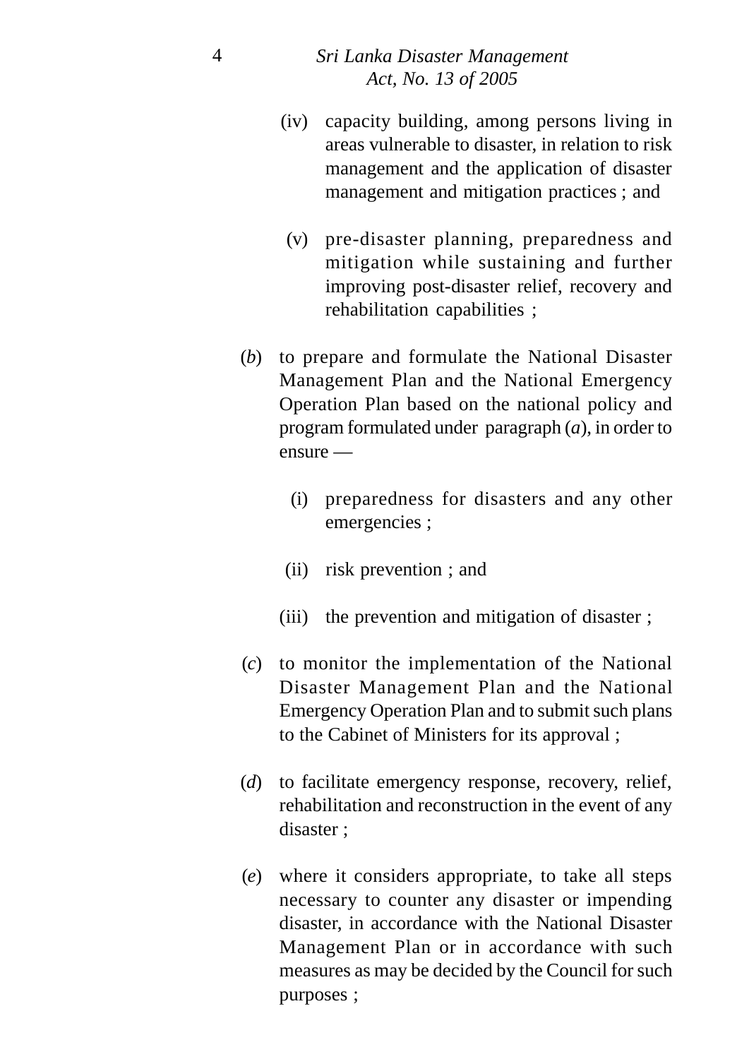(iv) capacity building, among persons living in areas vulnerable to disaster, in relation to risk management and the application of disaster management and mitigation practices ; and

(v) pre-disaster planning, preparedness and mitigation while sustaining and further improving post-disaster relief, recovery and rehabilitation capabilities ;

(*b*) to prepare and formulate the National Disaster Management Plan and the National Emergency Operation Plan based on the national policy and program formulated under paragraph (*a*), in order to ensure —

(i) preparedness for disasters and any other emergencies ;

(ii) risk prevention ; and

(iii) the prevention and mitigation of disaster ;

(*c*) to monitor the implementation of the National Disaster Management Plan and the National Emergency Operation Plan and to submit such plans to the Cabinet of Ministers for its approval ;

(*d*) to facilitate emergency response, recovery, relief, rehabilitation and reconstruction in the event of any disaster ;

(*e*) where it considers appropriate, to take all steps necessary to counter any disaster or impending disaster, in accordance with the National Disaster Management Plan or in accordance with such measures as may be decided by the Council for such purposes ;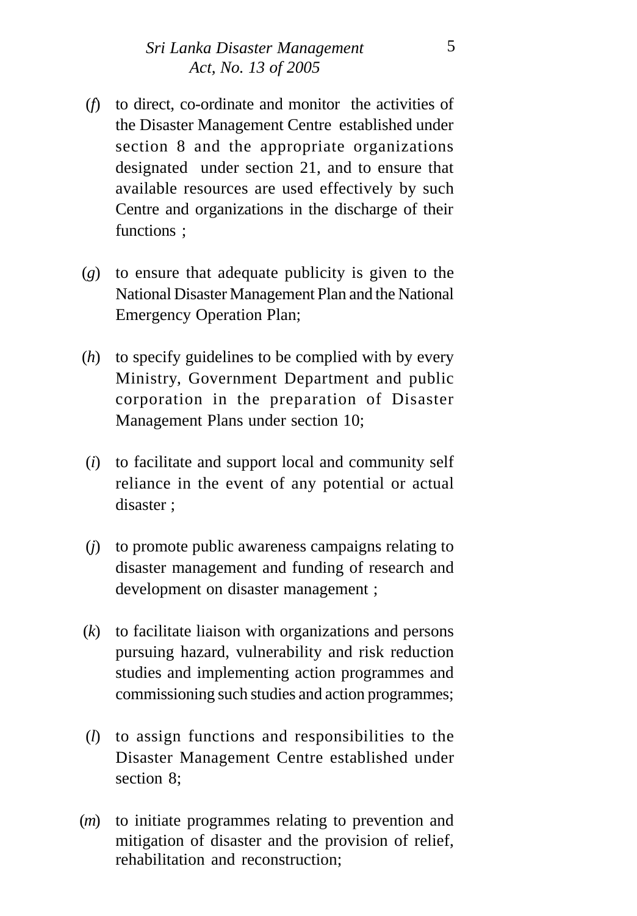(*f*) to direct, co-ordinate and monitor the activities of the Disaster Management Centre established under section 8 and the appropriate organizations designated under section 21, and to ensure that available resources are used effectively by such Centre and organizations in the discharge of their functions ;

(*g*) to ensure that adequate publicity is given to the National Disaster Management Plan and the National Emergency Operation Plan;

(*h*) to specify guidelines to be complied with by every Ministry, Government Department and public corporation in the preparation of Disaster Management Plans under section 10;

(*i*) to facilitate and support local and community self reliance in the event of any potential or actual disaster ;

(*j*) to promote public awareness campaigns relating to disaster management and funding of research and development on disaster management ;

(*k*) to facilitate liaison with organizations and persons pursuing hazard, vulnerability and risk reduction studies and implementing action programmes and commissioning such studies and action programmes;

(*l*) to assign functions and responsibilities to the Disaster Management Centre established under section 8;

(*m*) to initiate programmes relating to prevention and mitigation of disaster and the provision of relief, rehabilitation and reconstruction;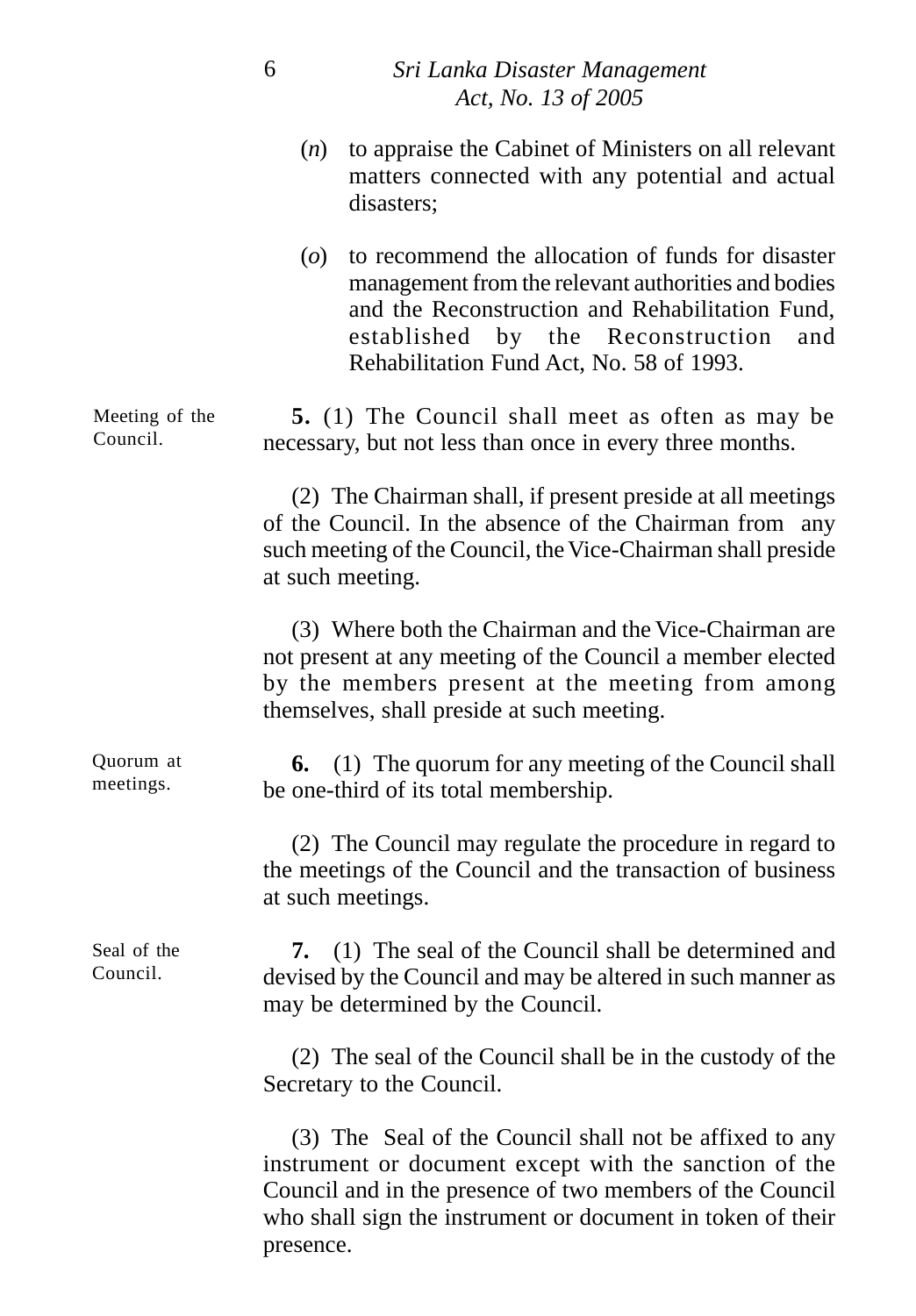(*n*) to appraise the Cabinet of Ministers on all relevant matters connected with any potential and actual disasters;

(*o*) to recommend the allocation of funds for disaster management from the relevant authorities and bodies and the Reconstruction and Rehabilitation Fund, established by the Reconstruction and Rehabilitation Fund Act, No. 58 of 1993.

Meeting of the Council.

**5.** (1) The Council shall meet as often as may be necessary, but not less than once in every three months.

(2) The Chairman shall, if present preside at all meetings of the Council. In the absence of the Chairman from any such meeting of the Council, the Vice-Chairman shall preside at such meeting.

(3) Where both the Chairman and the Vice-Chairman are not present at any meeting of the Council a member elected by the members present at the meeting from among themselves, shall preside at such meeting.

Quorum at meetings.

**6.** (1) The quorum for any meeting of the Council shall be one-third of its total membership.

(2) The Council may regulate the procedure in regard to the meetings of the Council and the transaction of business at such meetings.

Seal of the Council.

**7.** (1) The seal of the Council shall be determined and devised by the Council and may be altered in such manner as may be determined by the Council.

(2) The seal of the Council shall be in the custody of the Secretary to the Council.

(3) The Seal of the Council shall not be affixed to any instrument or document except with the sanction of the Council and in the presence of two members of the Council who shall sign the instrument or document in token of their presence.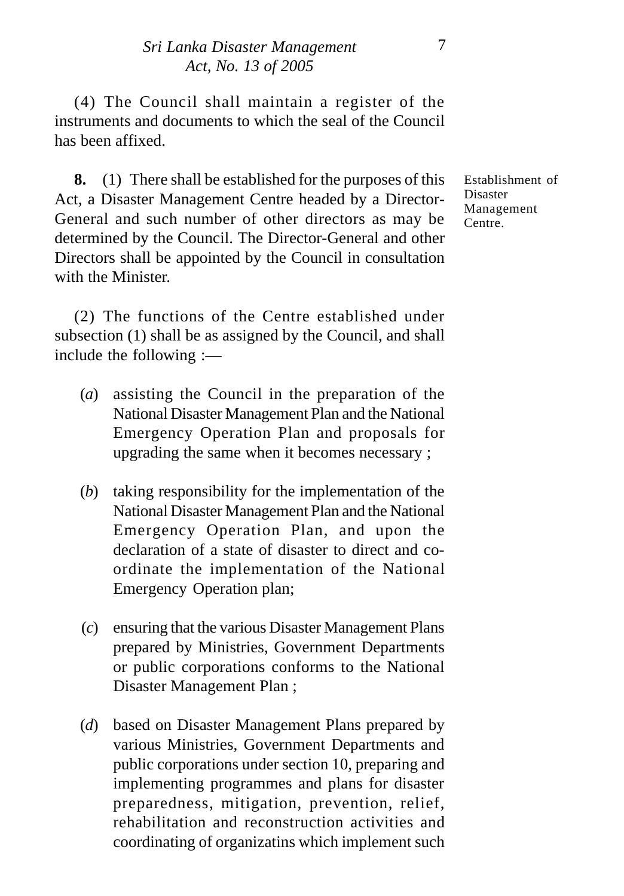(4) The Council shall maintain a register of the instruments and documents to which the seal of the Council has been affixed.

Establishment of Disaster Management Centre.

**8.** (1) There shall be established for the purposes of this Act, a Disaster Management Centre headed by a Director-General and such number of other directors as may be determined by the Council. The Director-General and other Directors shall be appointed by the Council in consultation with the Minister.

(2) The functions of the Centre established under subsection (1) shall be as assigned by the Council, and shall include the following :—

(*a*) assisting the Council in the preparation of the National Disaster Management Plan and the National Emergency Operation Plan and proposals for upgrading the same when it becomes necessary ;

(*b*) taking responsibility for the implementation of the National Disaster Management Plan and the National Emergency Operation Plan, and upon the declaration of a state of disaster to direct and co-ordinate the implementation of the National Emergency Operation plan;

(*c*) ensuring that the various Disaster Management Plans prepared by Ministries, Government Departments or public corporations conforms to the National Disaster Management Plan ;

(*d*) based on Disaster Management Plans prepared by various Ministries, Government Departments and public corporations under section 10, preparing and implementing programmes and plans for disaster preparedness, mitigation, prevention, relief, rehabilitation and reconstruction activities and coordinating of organizatins which implement such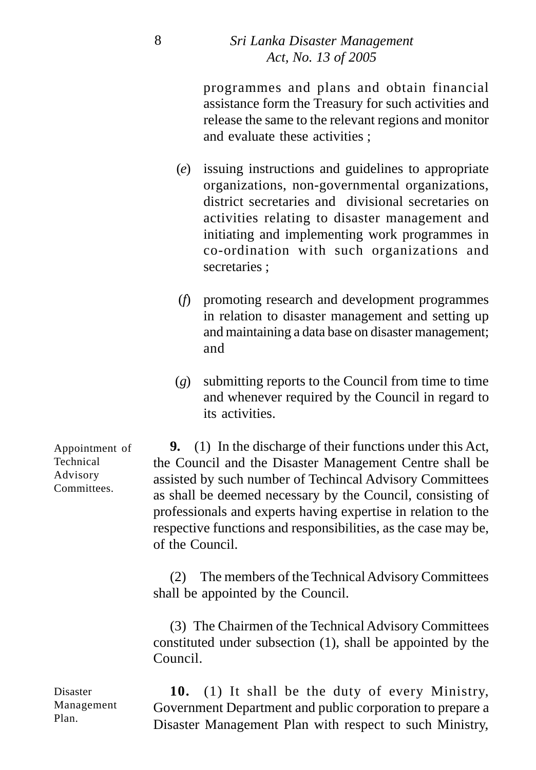programmes and plans and obtain financial assistance form the Treasury for such activities and release the same to the relevant regions and monitor and evaluate these activities ;

(*e*) issuing instructions and guidelines to appropriate organizations, non-governmental organizations, district secretaries and divisional secretaries on activities relating to disaster management and initiating and implementing work programmes in co-ordination with such organizations and secretaries ;

(*f*) promoting research and development programmes in relation to disaster management and setting up and maintaining a data base on disaster management; and

(*g*) submitting reports to the Council from time to time and whenever required by the Council in regard to its activities.

Appointment of Technical Advisory Committees.

**9.** (1) In the discharge of their functions under this Act, the Council and the Disaster Management Centre shall be assisted by such number of Techincal Advisory Committees as shall be deemed necessary by the Council, consisting of professionals and experts having expertise in relation to the respective functions and responsibilities, as the case may be, of the Council.

(2) The members of the Technical Advisory Committees shall be appointed by the Council.

(3) The Chairmen of the Technical Advisory Committees constituted under subsection (1), shall be appointed by the Council.

Disaster Management Plan.

**10.** (1) It shall be the duty of every Ministry, Government Department and public corporation to prepare a Disaster Management Plan with respect to such Ministry,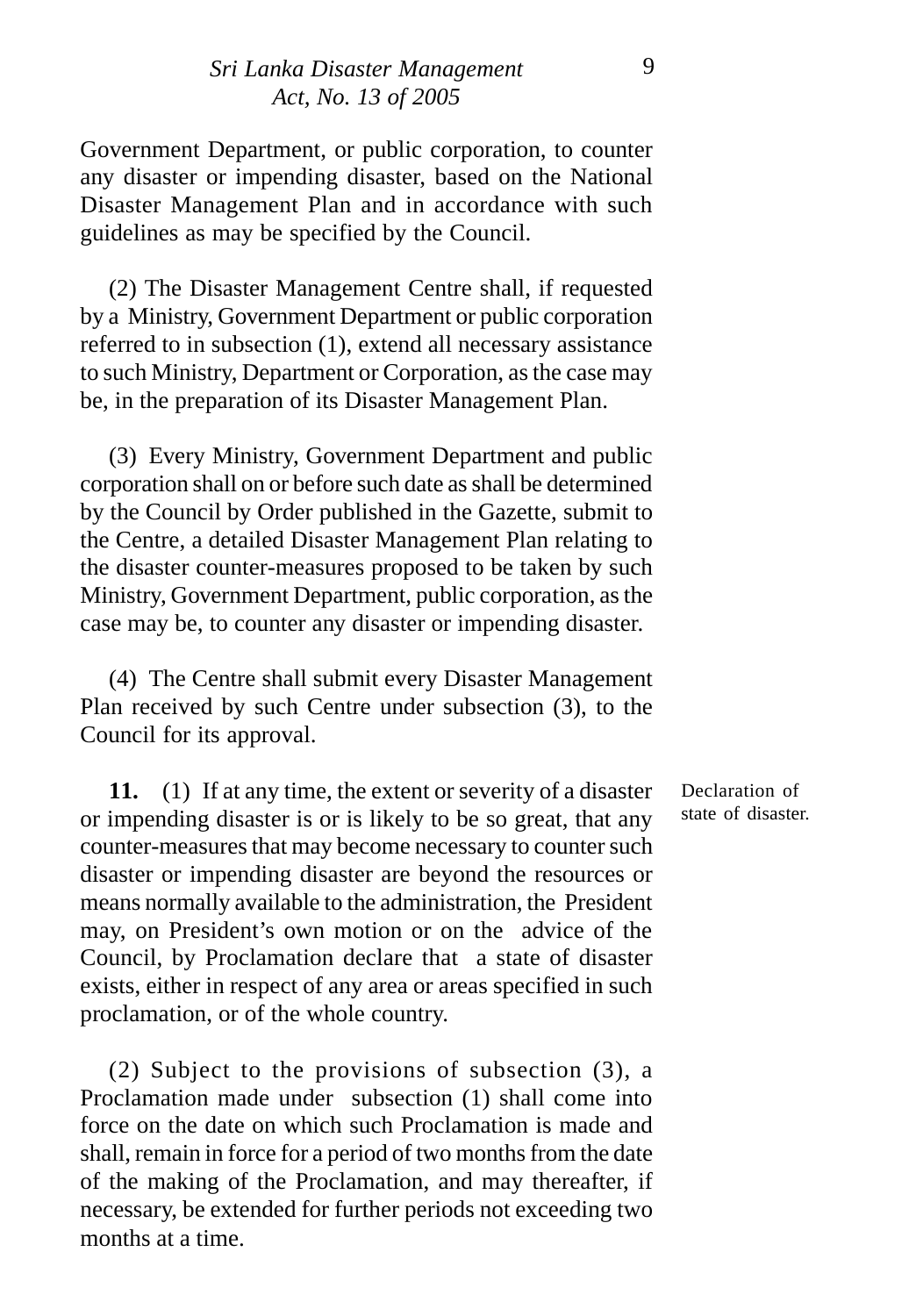Government Department, or public corporation, to counter any disaster or impending disaster, based on the National Disaster Management Plan and in accordance with such guidelines as may be specified by the Council.

(2) The Disaster Management Centre shall, if requested by a Ministry, Government Department or public corporation referred to in subsection (1), extend all necessary assistance to such Ministry, Department or Corporation, as the case may be, in the preparation of its Disaster Management Plan.

(3) Every Ministry, Government Department and public corporation shall on or before such date as shall be determined by the Council by Order published in the Gazette, submit to the Centre, a detailed Disaster Management Plan relating to the disaster counter-measures proposed to be taken by such Ministry, Government Department, public corporation, as the case may be, to counter any disaster or impending disaster.

(4) The Centre shall submit every Disaster Management Plan received by such Centre under subsection (3), to the Council for its approval.

Declaration of state of disaster.

**11.** (1) If at any time, the extent or severity of a disaster or impending disaster is or is likely to be so great, that any counter-measures that may become necessary to counter such disaster or impending disaster are beyond the resources or means normally available to the administration, the President may, on President's own motion or on the advice of the Council, by Proclamation declare that a state of disaster exists, either in respect of any area or areas specified in such proclamation, or of the whole country.

(2) Subject to the provisions of subsection (3), a Proclamation made under subsection (1) shall come into force on the date on which such Proclamation is made and shall, remain in force for a period of two months from the date of the making of the Proclamation, and may thereafter, if necessary, be extended for further periods not exceeding two months at a time.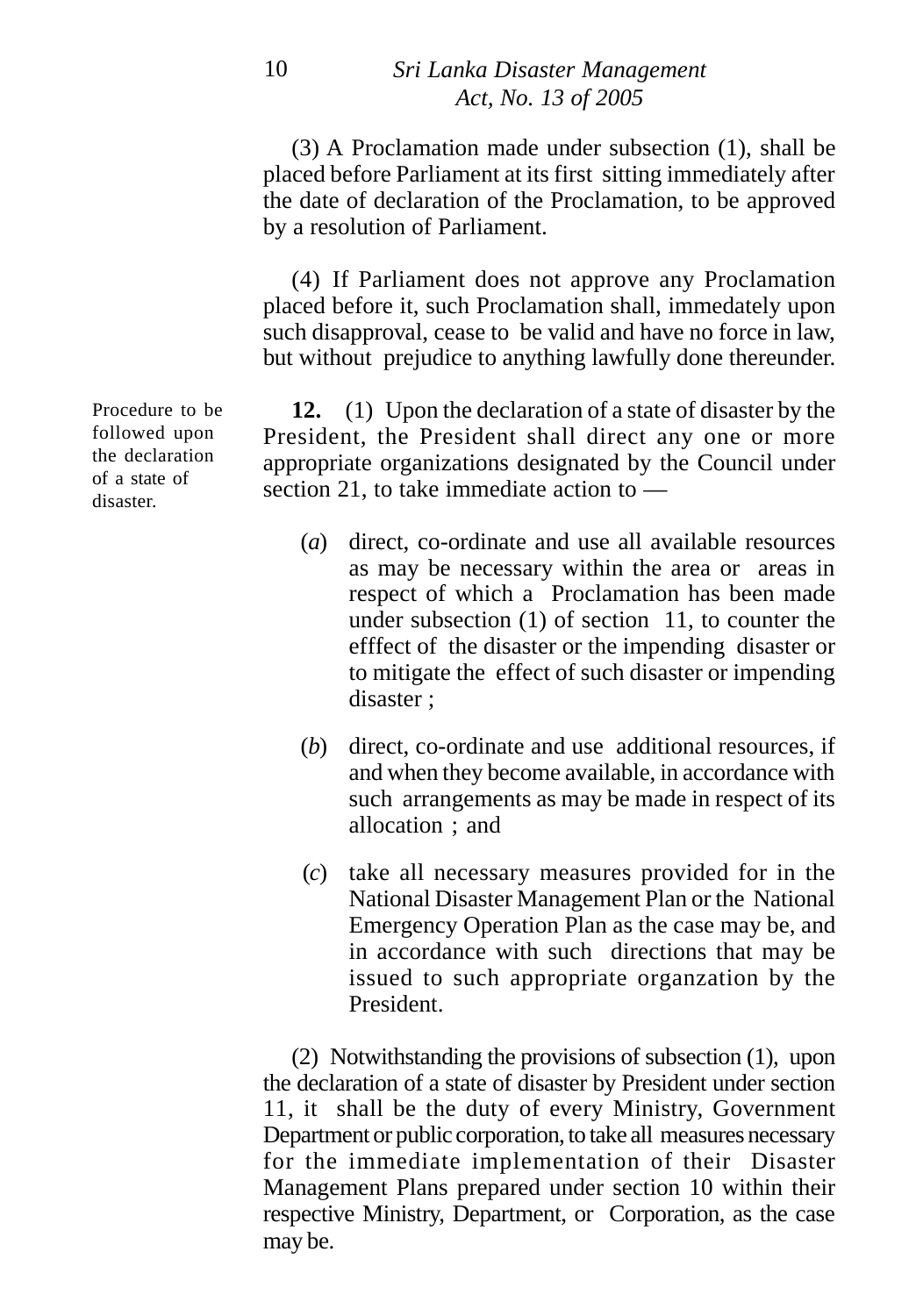(3) A Proclamation made under subsection (1), shall be placed before Parliament at its first sitting immediately after the date of declaration of the Proclamation, to be approved by a resolution of Parliament.

(4) If Parliament does not approve any Proclamation placed before it, such Proclamation shall, immedately upon such disapproval, cease to be valid and have no force in law, but without prejudice to anything lawfully done thereunder.

Procedure to be followed upon the declaration of a state of disaster.

**12.** (1) Upon the declaration of a state of disaster by the President, the President shall direct any one or more appropriate organizations designated by the Council under section 21, to take immediate action to —

(*a*) direct, co-ordinate and use all available resources as may be necessary within the area or areas in respect of which a Proclamation has been made under subsection (1) of section 11, to counter the efffect of the disaster or the impending disaster or to mitigate the effect of such disaster or impending disaster ;

(*b*) direct, co-ordinate and use additional resources, if and when they become available, in accordance with such arrangements as may be made in respect of its allocation ; and

(*c*) take all necessary measures provided for in the National Disaster Management Plan or the National Emergency Operation Plan as the case may be, and in accordance with such directions that may be issued to such appropriate organzation by the President.

(2) Notwithstanding the provisions of subsection (1), upon the declaration of a state of disaster by President under section 11, it shall be the duty of every Ministry, Government Department or public corporation, to take all measures necessary for the immediate implementation of their Disaster Management Plans prepared under section 10 within their respective Ministry, Department, or Corporation, as the case may be.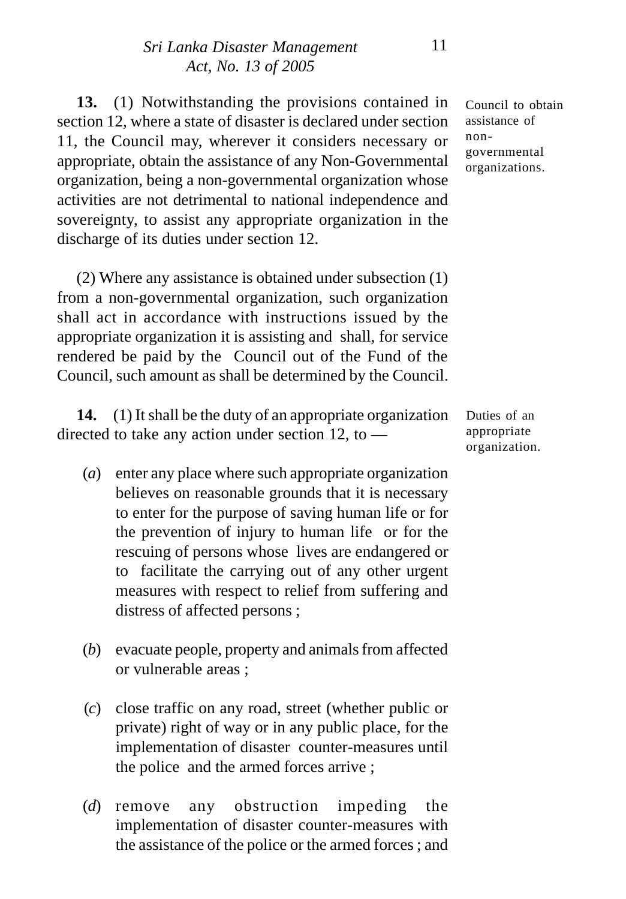**13.** (1) Notwithstanding the provisions contained in section 12, where a state of disaster is declared under section 11, the Council may, wherever it considers necessary or appropriate, obtain the assistance of any Non-Governmental organization, being a non-governmental organization whose activities are not detrimental to national independence and sovereignty, to assist any appropriate organization in the discharge of its duties under section 12.

*Council to obtain assistance of non-governmental organizations.*

(2) Where any assistance is obtained under subsection (1) from a non-governmental organization, such organization shall act in accordance with instructions issued by the appropriate organization it is assisting and shall, for service rendered be paid by the Council out of the Fund of the Council, such amount as shall be determined by the Council.

**14.** (1) It shall be the duty of an appropriate organization directed to take any action under section 12, to —

*Duties of an appropriate organization.*

(*a*) enter any place where such appropriate organization believes on reasonable grounds that it is necessary to enter for the purpose of saving human life or for the prevention of injury to human life or for the rescuing of persons whose lives are endangered or to facilitate the carrying out of any other urgent measures with respect to relief from suffering and distress of affected persons ;

(*b*) evacuate people, property and animals from affected or vulnerable areas ;

(*c*) close traffic on any road, street (whether public or private) right of way or in any public place, for the implementation of disaster counter-measures until the police and the armed forces arrive ;

(*d*) remove any obstruction impeding the implementation of disaster counter-measures with the assistance of the police or the armed forces ; and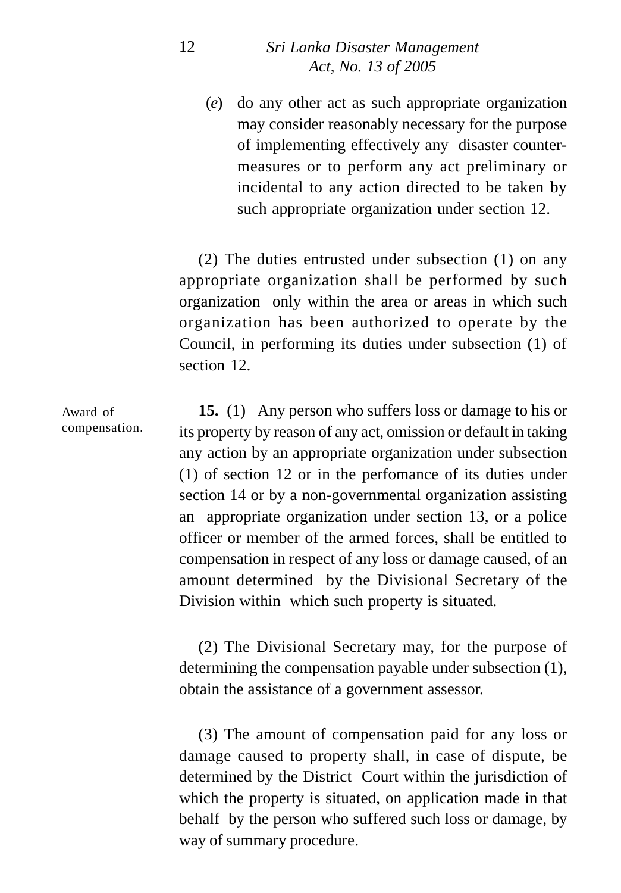(*e*) do any other act as such appropriate organization may consider reasonably necessary for the purpose of implementing effectively any disaster counter-measures or to perform any act preliminary or incidental to any action directed to be taken by such appropriate organization under section 12.

(2) The duties entrusted under subsection (1) on any appropriate organization shall be performed by such organization only within the area or areas in which such organization has been authorized to operate by the Council, in performing its duties under subsection (1) of section 12.

Award of compensation.

**15.** (1) Any person who suffers loss or damage to his or its property by reason of any act, omission or default in taking any action by an appropriate organization under subsection (1) of section 12 or in the perfomance of its duties under section 14 or by a non-governmental organization assisting an appropriate organization under section 13, or a police officer or member of the armed forces, shall be entitled to compensation in respect of any loss or damage caused, of an amount determined by the Divisional Secretary of the Division within which such property is situated.

(2) The Divisional Secretary may, for the purpose of determining the compensation payable under subsection (1), obtain the assistance of a government assessor.

(3) The amount of compensation paid for any loss or damage caused to property shall, in case of dispute, be determined by the District Court within the jurisdiction of which the property is situated, on application made in that behalf by the person who suffered such loss or damage, by way of summary procedure.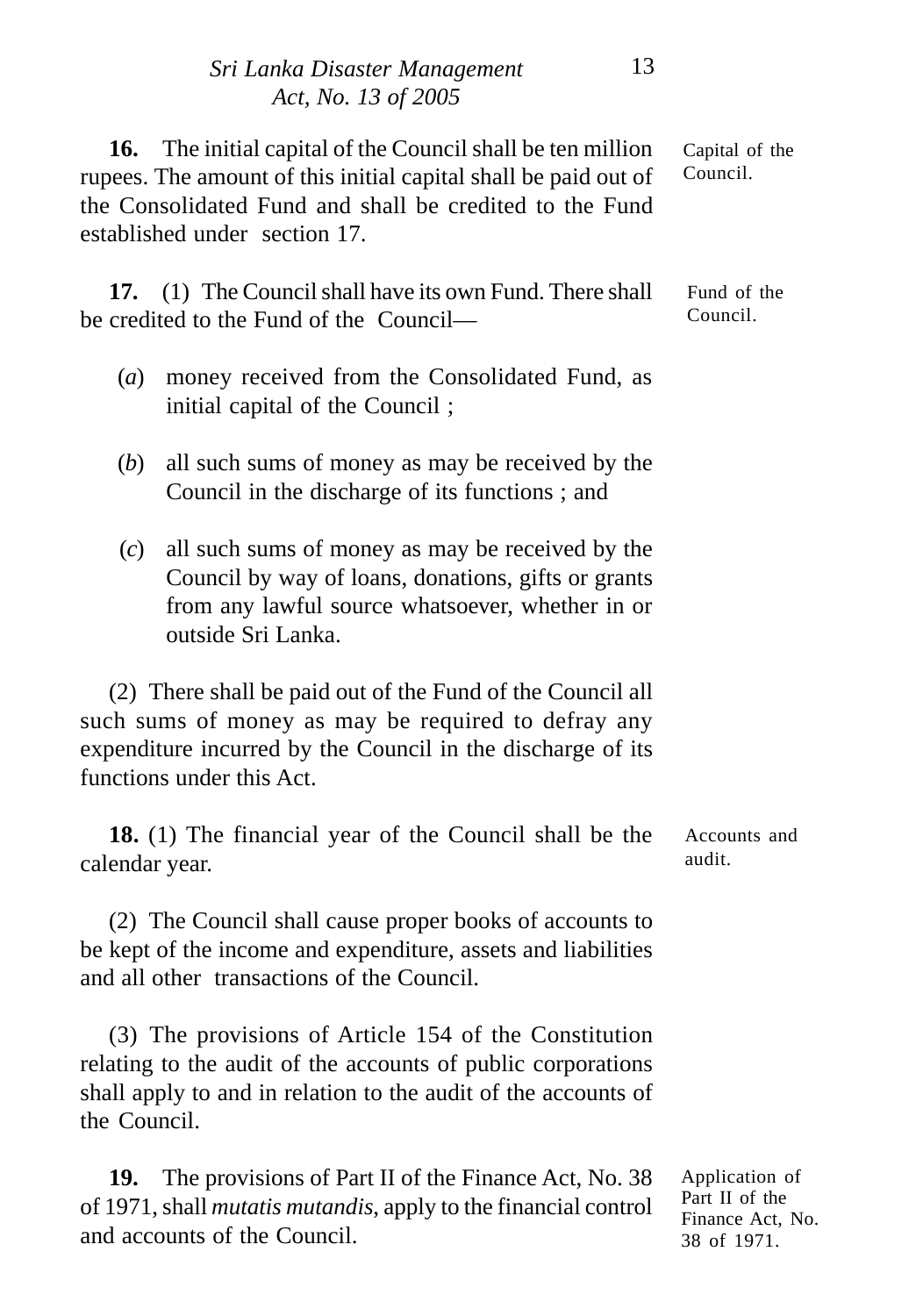**16.** The initial capital of the Council shall be ten million rupees. The amount of this initial capital shall be paid out of the Consolidated Fund and shall be credited to the Fund established under section 17.

Capital of the Council.

**17.** (1) The Council shall have its own Fund. There shall be credited to the Fund of the Council—

Fund of the Council.

(*a*) money received from the Consolidated Fund, as initial capital of the Council ;

(*b*) all such sums of money as may be received by the Council in the discharge of its functions ; and

(*c*) all such sums of money as may be received by the Council by way of loans, donations, gifts or grants from any lawful source whatsoever, whether in or outside Sri Lanka.

(2) There shall be paid out of the Fund of the Council all such sums of money as may be required to defray any expenditure incurred by the Council in the discharge of its functions under this Act.

**18.** (1) The financial year of the Council shall be the calendar year.

Accounts and audit.

(2) The Council shall cause proper books of accounts to be kept of the income and expenditure, assets and liabilities and all other transactions of the Council.

(3) The provisions of Article 154 of the Constitution relating to the audit of the accounts of public corporations shall apply to and in relation to the audit of the accounts of the Council.

**19.** The provisions of Part II of the Finance Act, No. 38 of 1971, shall *mutatis mutandis*, apply to the financial control and accounts of the Council.

Application of Part II of the Finance Act, No. 38 of 1971.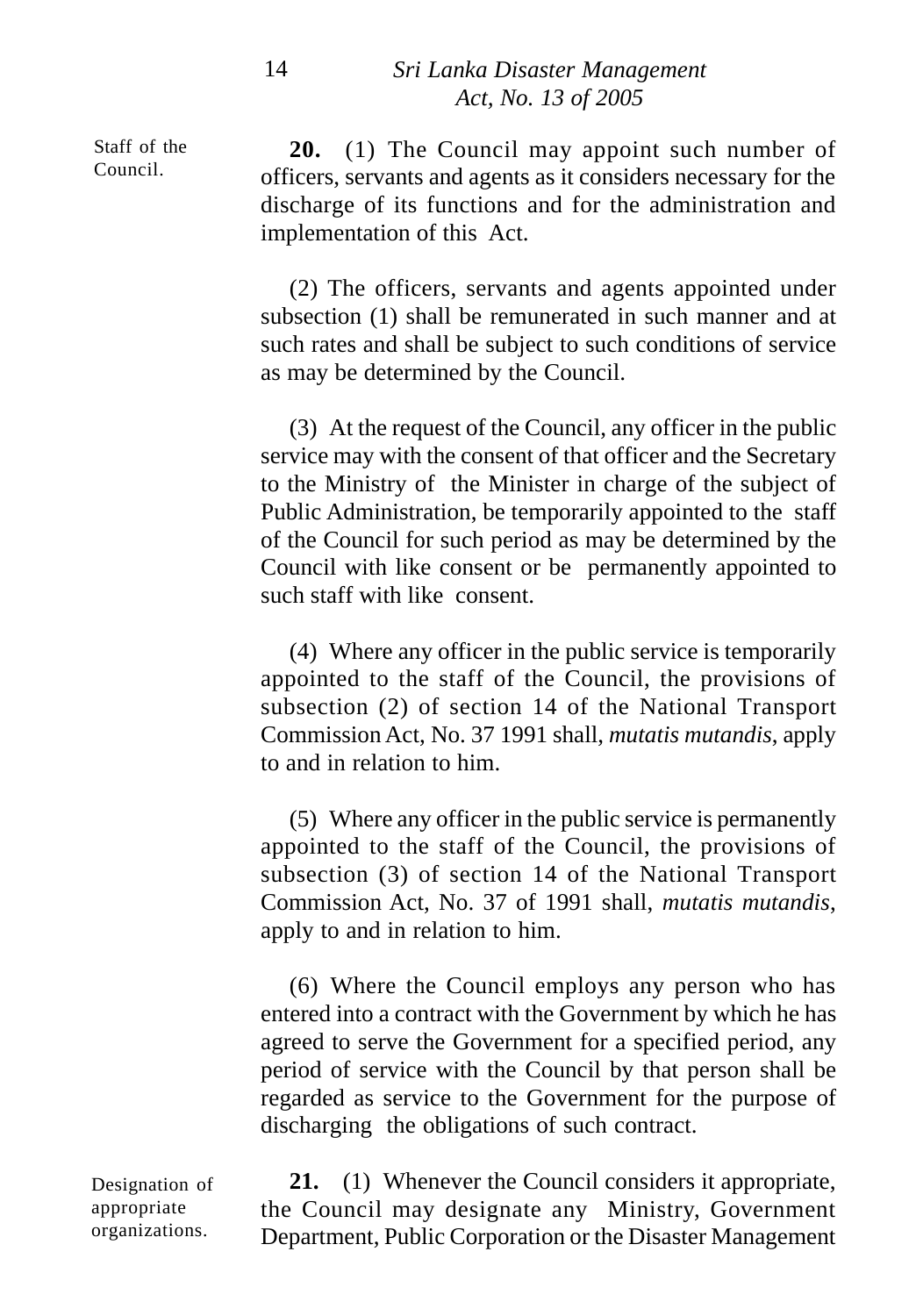Staff of the Council.

**20.** (1) The Council may appoint such number of officers, servants and agents as it considers necessary for the discharge of its functions and for the administration and implementation of this Act.

(2) The officers, servants and agents appointed under subsection (1) shall be remunerated in such manner and at such rates and shall be subject to such conditions of service as may be determined by the Council.

(3) At the request of the Council, any officer in the public service may with the consent of that officer and the Secretary to the Ministry of the Minister in charge of the subject of Public Administration, be temporarily appointed to the staff of the Council for such period as may be determined by the Council with like consent or be permanently appointed to such staff with like consent.

(4) Where any officer in the public service is temporarily appointed to the staff of the Council, the provisions of subsection (2) of section 14 of the National Transport Commission Act, No. 37 1991 shall, *mutatis mutandis*, apply to and in relation to him.

(5) Where any officer in the public service is permanently appointed to the staff of the Council, the provisions of subsection (3) of section 14 of the National Transport Commission Act, No. 37 of 1991 shall, *mutatis mutandis*, apply to and in relation to him.

(6) Where the Council employs any person who has entered into a contract with the Government by which he has agreed to serve the Government for a specified period, any period of service with the Council by that person shall be regarded as service to the Government for the purpose of discharging the obligations of such contract.

Designation of appropriate organizations.

**21.** (1) Whenever the Council considers it appropriate, the Council may designate any Ministry, Government Department, Public Corporation or the Disaster Management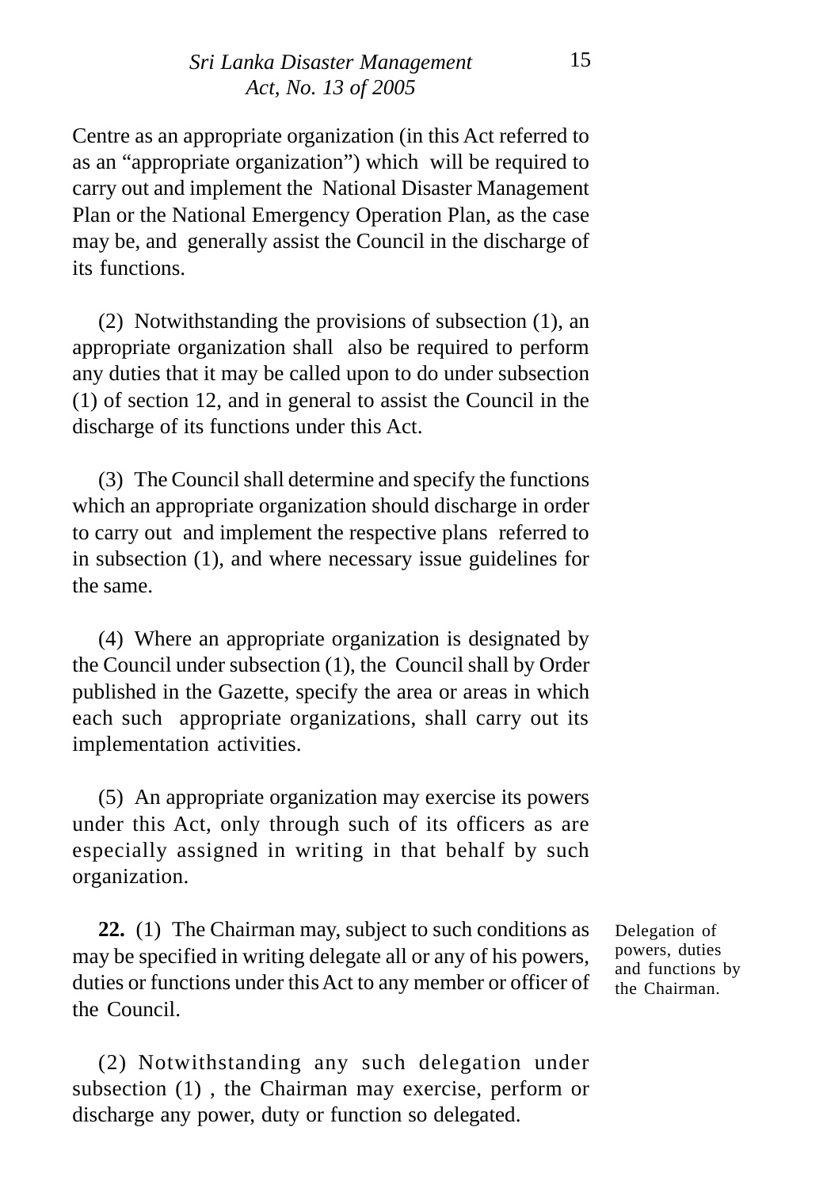Centre as an appropriate organization (in this Act referred to as an "appropriate organization") which will be required to carry out and implement the National Disaster Management Plan or the National Emergency Operation Plan, as the case may be, and generally assist the Council in the discharge of its functions.

(2) Notwithstanding the provisions of subsection (1), an appropriate organization shall also be required to perform any duties that it may be called upon to do under subsection (1) of section 12, and in general to assist the Council in the discharge of its functions under this Act.

(3) The Council shall determine and specify the functions which an appropriate organization should discharge in order to carry out and implement the respective plans referred to in subsection (1), and where necessary issue guidelines for the same.

(4) Where an appropriate organization is designated by the Council under subsection (1), the Council shall by Order published in the Gazette, specify the area or areas in which each such appropriate organizations, shall carry out its implementation activities.

(5) An appropriate organization may exercise its powers under this Act, only through such of its officers as are especially assigned in writing in that behalf by such organization.

Delegation of powers, duties and functions by the Chairman.

**22.** (1) The Chairman may, subject to such conditions as may be specified in writing delegate all or any of his powers, duties or functions under this Act to any member or officer of the Council.

(2) Notwithstanding any such delegation under subsection (1) , the Chairman may exercise, perform or discharge any power, duty or function so delegated.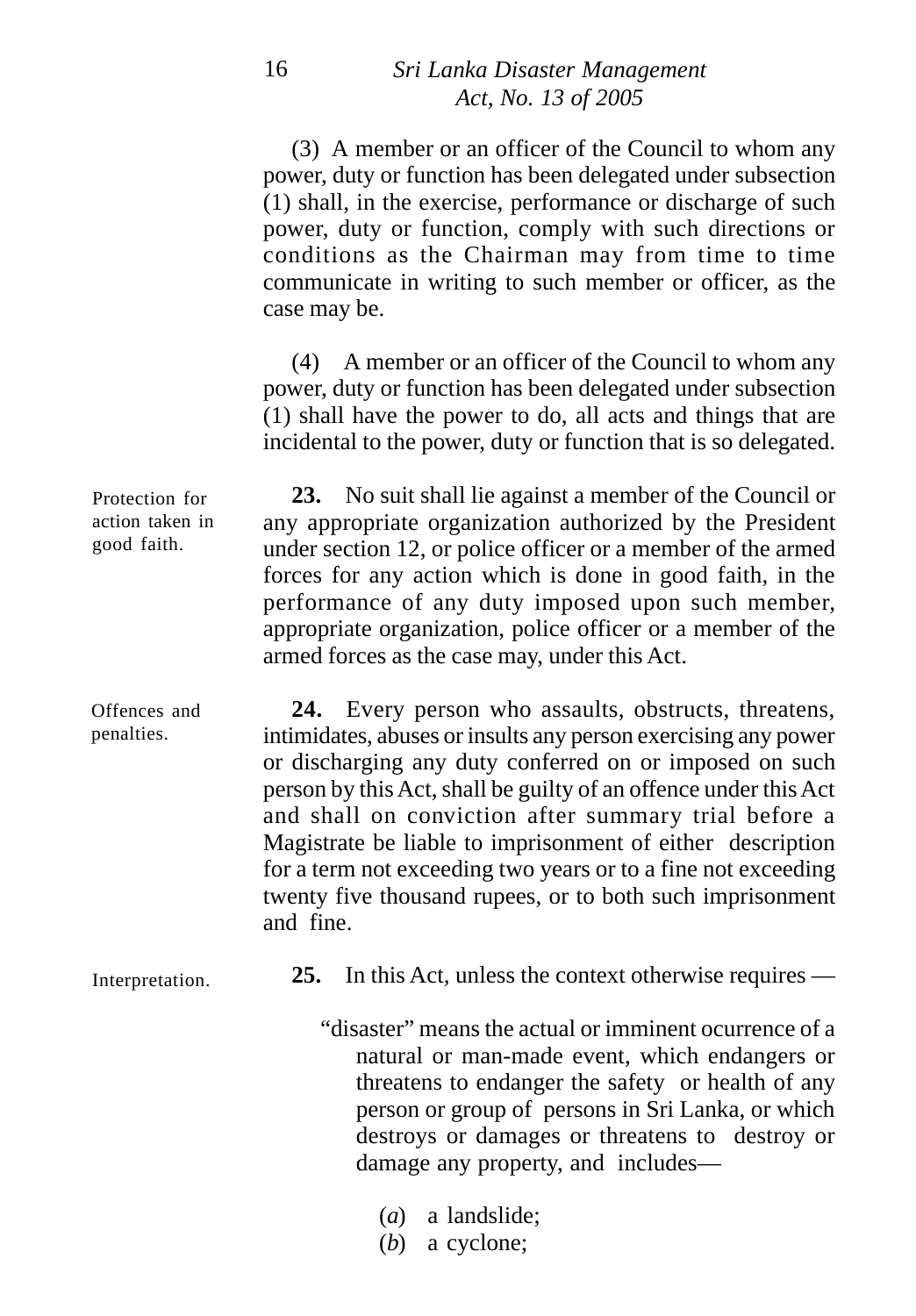(3) A member or an officer of the Council to whom any power, duty or function has been delegated under subsection (1) shall, in the exercise, performance or discharge of such power, duty or function, comply with such directions or conditions as the Chairman may from time to time communicate in writing to such member or officer, as the case may be.

(4) A member or an officer of the Council to whom any power, duty or function has been delegated under subsection (1) shall have the power to do, all acts and things that are incidental to the power, duty or function that is so delegated.

Protection for action taken in good faith.

**23.** No suit shall lie against a member of the Council or any appropriate organization authorized by the President under section 12, or police officer or a member of the armed forces for any action which is done in good faith, in the performance of any duty imposed upon such member, appropriate organization, police officer or a member of the armed forces as the case may, under this Act.

Offences and penalties.

**24.** Every person who assaults, obstructs, threatens, intimidates, abuses or insults any person exercising any power or discharging any duty conferred on or imposed on such person by this Act, shall be guilty of an offence under this Act and shall on conviction after summary trial before a Magistrate be liable to imprisonment of either description for a term not exceeding two years or to a fine not exceeding twenty five thousand rupees, or to both such imprisonment and fine.

Interpretation.

**25.** In this Act, unless the context otherwise requires —

"disaster" means the actual or imminent ocurrence of a natural or man-made event, which endangers or threatens to endanger the safety or health of any person or group of persons in Sri Lanka, or which destroys or damages or threatens to destroy or damage any property, and includes—

(*a*) a landslide;
(*b*) a cyclone;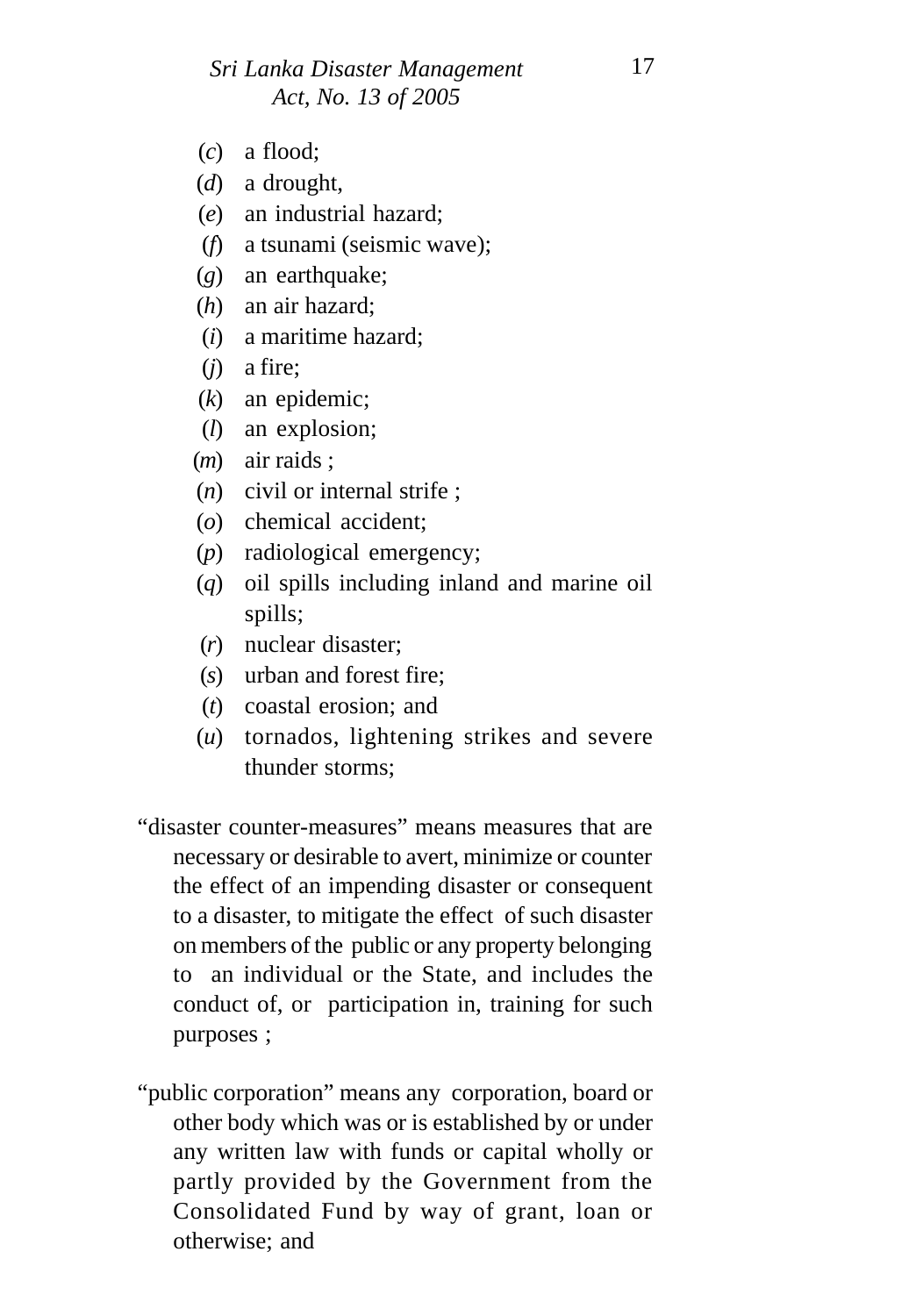(*c*) a flood;

(*d*) a drought,

(*e*) an industrial hazard;

(*f*) a tsunami (seismic wave);

(*g*) an earthquake;

(*h*) an air hazard;

(*i*) a maritime hazard;

(*j*) a fire;

(*k*) an epidemic;

(*l*) an explosion;

(*m*) air raids ;

(*n*) civil or internal strife ;

(*o*) chemical accident;

(*p*) radiological emergency;

(*q*) oil spills including inland and marine oil spills;

(*r*) nuclear disaster;

(*s*) urban and forest fire;

(*t*) coastal erosion; and

(*u*) tornados, lightening strikes and severe thunder storms;

"disaster counter-measures" means measures that are necessary or desirable to avert, minimize or counter the effect of an impending disaster or consequent to a disaster, to mitigate the effect of such disaster on members of the public or any property belonging to an individual or the State, and includes the conduct of, or participation in, training for such purposes ;

"public corporation" means any corporation, board or other body which was or is established by or under any written law with funds or capital wholly or partly provided by the Government from the Consolidated Fund by way of grant, loan or otherwise; and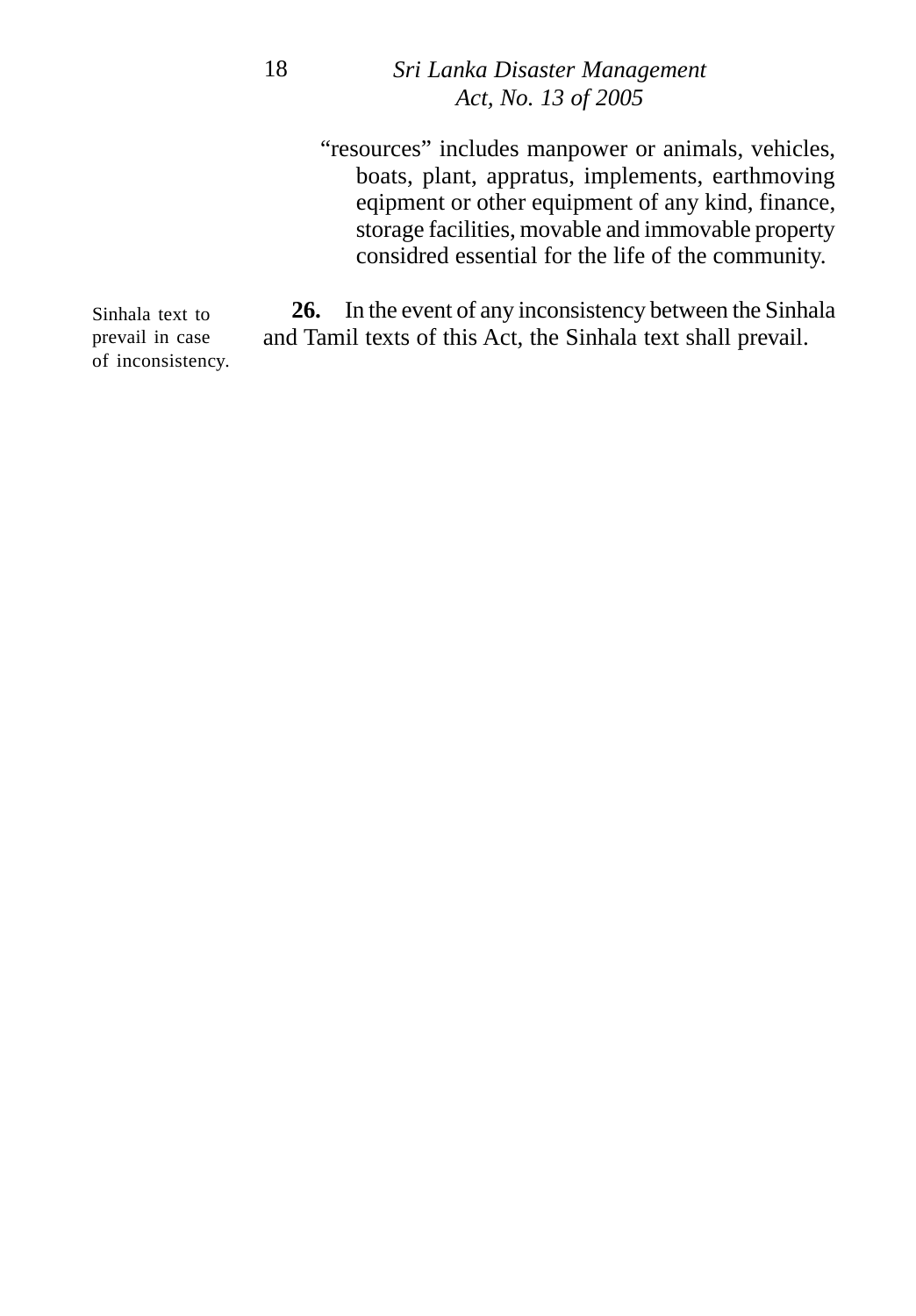"resources" includes manpower or animals, vehicles, boats, plant, appratus, implements, earthmoving eqipment or other equipment of any kind, finance, storage facilities, movable and immovable property considred essential for the life of the community.

Sinhala text to prevail in case of inconsistency.

**26.** In the event of any inconsistency between the Sinhala and Tamil texts of this Act, the Sinhala text shall prevail.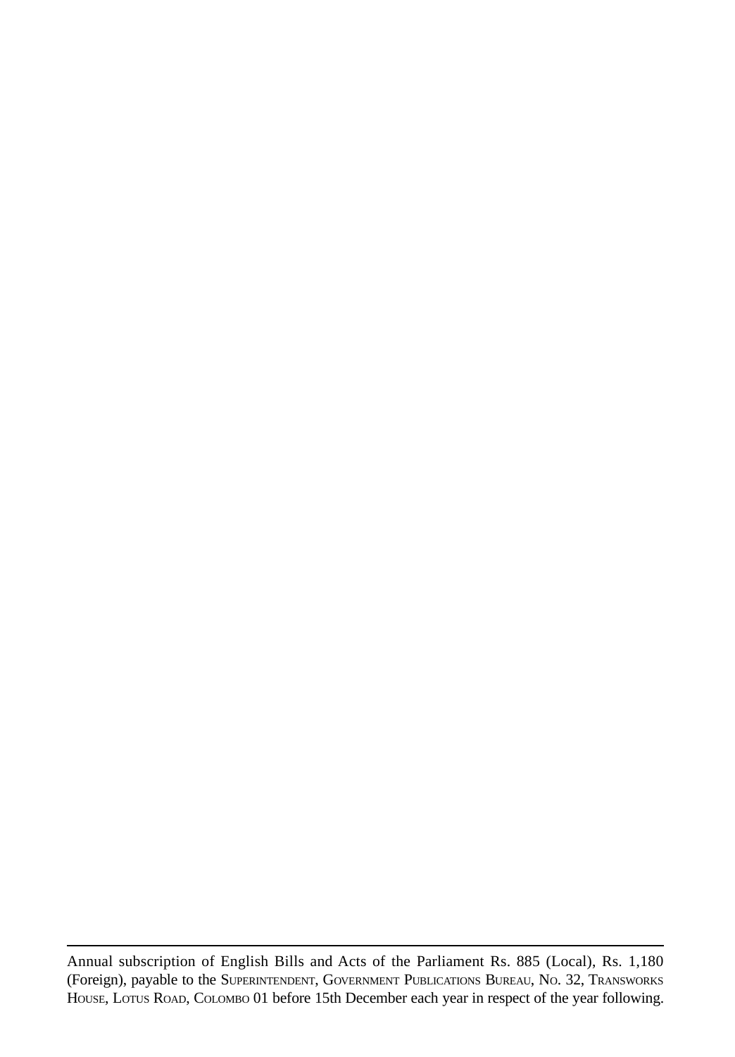Annual subscription of English Bills and Acts of the Parliament Rs. 885 (Local), Rs. 1,180 (Foreign), payable to the SUPERINTENDENT, GOVERNMENT PUBLICATIONS BUREAU, NO. 32, TRANSWORKS HOUSE, LOTUS ROAD, COLOMBO 01 before 15th December each year in respect of the year following.